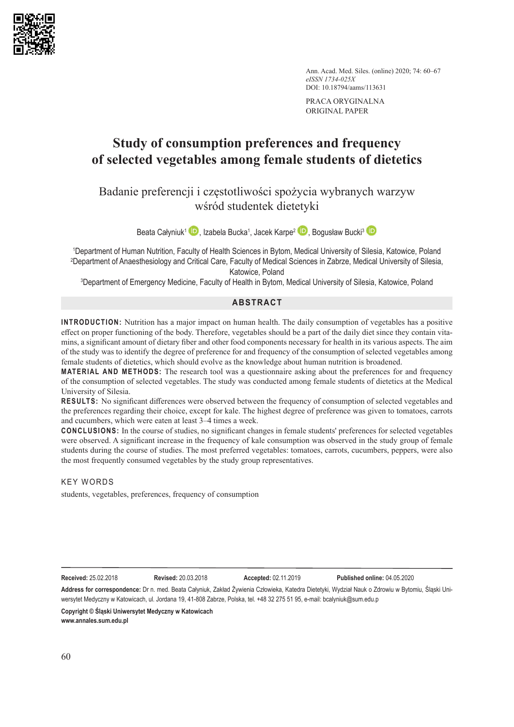PRACA ORYGINALNA
ORIGINAL PAPER

# Study of consumption preferences and frequency of selected vegetables among female students of dietetics

## Badanie preferencji i częstotliwości spożycia wybranych warzyw wśród studentek dietetyki

Beata Całyniuk[1], Izabela Bucka[1], Jacek Karpe[2], Bogusław Bucki[3]

[1]Department of Human Nutrition, Faculty of Health Sciences in Bytom, Medical University of Silesia, Katowice, Poland
[2]Department of Anaesthesiology and Critical Care, Faculty of Medical Sciences in Zabrze, Medical University of Silesia, Katowice, Poland
[3]Department of Emergency Medicine, Faculty of Health in Bytom, Medical University of Silesia, Katowice, Poland

## ABSTRACT

**INTRODUCTION:** Nutrition has a major impact on human health. The daily consumption of vegetables has a positive effect on proper functioning of the body. Therefore, vegetables should be a part of the daily diet since they contain vitamins, a significant amount of dietary fiber and other food components necessary for health in its various aspects. The aim of the study was to identify the degree of preference for and frequency of the consumption of selected vegetables among female students of dietetics, which should evolve as the knowledge about human nutrition is broadened.

**MATERIAL AND METHODS:** The research tool was a questionnaire asking about the preferences for and frequency of the consumption of selected vegetables. The study was conducted among female students of dietetics at the Medical University of Silesia.

**RESULTS:** No significant differences were observed between the frequency of consumption of selected vegetables and the preferences regarding their choice, except for kale. The highest degree of preference was given to tomatoes, carrots and cucumbers, which were eaten at least 3–4 times a week.

**CONCLUSIONS:** In the course of studies, no significant changes in female students' preferences for selected vegetables were observed. A significant increase in the frequency of kale consumption was observed in the study group of female students during the course of studies. The most preferred vegetables: tomatoes, carrots, cucumbers, peppers, were also the most frequently consumed vegetables by the study group representatives.

## KEY WORDS

students, vegetables, preferences, frequency of consumption

---

**Received:** 25.02.2018 **Revised:** 20.03.2018 **Accepted:** 02.11.2019 **Published online:** 04.05.2020

**Address for correspondence:** Dr n. med. Beata Całyniuk, Zakład Żywienia Człowieka, Katedra Dietetyki, Wydział Nauk o Zdrowiu w Bytomiu, Śląski Uniwersytet Medyczny w Katowicach, ul. Jordana 19, 41-808 Zabrze, Polska, tel. +48 32 275 51 95, e-mail: bcalyniuk@sum.edu.p

**Copyright © Śląski Uniwersytet Medyczny w Katowicach**
**www.annales.sum.edu.pl**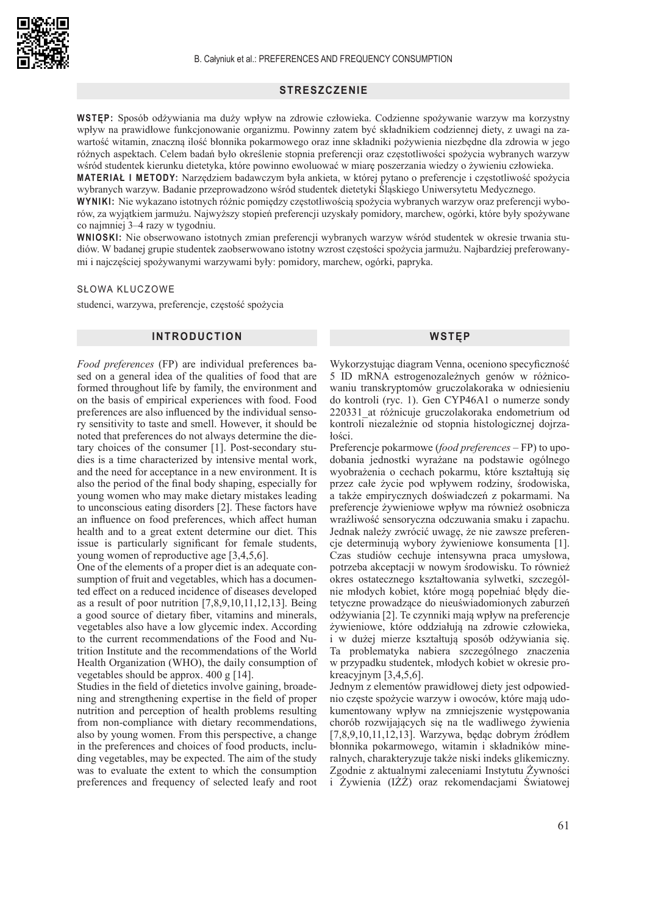## STRESZCZENIE

**WSTĘP:** Sposób odżywiania ma duży wpływ na zdrowie człowieka. Codzienne spożywanie warzyw ma korzystny wpływ na prawidłowe funkcjonowanie organizmu. Powinny zatem być składnikiem codziennej diety, z uwagi na zawartość witamin, znaczną ilość błonnika pokarmowego oraz inne składniki pożywienia niezbędne dla zdrowia w jego różnych aspektach. Celem badań było określenie stopnia preferencji oraz częstotliwości spożycia wybranych warzyw wśród studentek kierunku dietetyka, które powinno ewoluować w miarę poszerzania wiedzy o żywieniu człowieka.

**MATERIAŁ I METODY:** Narzędziem badawczym była ankieta, w której pytano o preferencje i częstotliwość spożycia wybranych warzyw. Badanie przeprowadzono wśród studentek dietetyki Śląskiego Uniwersytetu Medycznego.

**WYNIKI:** Nie wykazano istotnych różnic pomiędzy częstotliwością spożycia wybranych warzyw oraz preferencji wyborów, za wyjątkiem jarmużu. Najwyższy stopień preferencji uzyskały pomidory, marchew, ogórki, które były spożywane co najmniej 3–4 razy w tygodniu.

**WNIOSKI:** Nie obserwowano istotnych zmian preferencji wybranych warzyw wśród studentek w okresie trwania studiów. W badanej grupie studentek zaobserwowano istotny wzrost częstości spożycia jarmużu. Najbardziej preferowanymi i najczęściej spożywanymi warzywami były: pomidory, marchew, ogórki, papryka.

### SŁOWA KLUCZOWE

studenci, warzywa, preferencje, częstość spożycia

## INTRODUCTION

*Food preferences* (FP) are individual preferences based on a general idea of the qualities of food that are formed throughout life by family, the environment and on the basis of empirical experiences with food. Food preferences are also influenced by the individual sensory sensitivity to taste and smell. However, it should be noted that preferences do not always determine the dietary choices of the consumer [1]. Post-secondary studies is a time characterized by intensive mental work, and the need for acceptance in a new environment. It is also the period of the final body shaping, especially for young women who may make dietary mistakes leading to unconscious eating disorders [2]. These factors have an influence on food preferences, which affect human health and to a great extent determine our diet. This issue is particularly significant for female students, young women of reproductive age [3,4,5,6].

One of the elements of a proper diet is an adequate consumption of fruit and vegetables, which has a documented effect on a reduced incidence of diseases developed as a result of poor nutrition [7,8,9,10,11,12,13]. Being a good source of dietary fiber, vitamins and minerals, vegetables also have a low glycemic index. According to the current recommendations of the Food and Nutrition Institute and the recommendations of the World Health Organization (WHO), the daily consumption of vegetables should be approx. 400 g [14].

Studies in the field of dietetics involve gaining, broadening and strengthening expertise in the field of proper nutrition and perception of health problems resulting from non-compliance with dietary recommendations, also by young women. From this perspective, a change in the preferences and choices of food products, including vegetables, may be expected. The aim of the study was to evaluate the extent to which the consumption preferences and frequency of selected leafy and root

## WSTĘP

Wykorzystując diagram Venna, oceniono specyficzność 5 ID mRNA estrogenozależnych genów w różnicowaniu transkryptomów gruczolakoraka w odniesieniu do kontroli (ryc. 1). Gen CYP46A1 o numerze sondy 220331_at różnicuje gruczolakoraka endometrium od kontroli niezależnie od stopnia histologicznej dojrzałości.

Preferencje pokarmowe (*food preferences* – FP) to upodobania jednostki wyrażane na podstawie ogólnego wyobrażenia o cechach pokarmu, które kształtują się przez całe życie pod wpływem rodziny, środowiska, a także empirycznych doświadczeń z pokarmami. Na preferencje żywieniowe wpływ ma również osobnicza wrażliwość sensoryczna odczuwania smaku i zapachu. Jednak należy zwrócić uwagę, że nie zawsze preferencje determinują wybory żywieniowe konsumenta [1]. Czas studiów cechuje intensywna praca umysłowa, potrzeba akceptacji w nowym środowisku. To również okres ostatecznego kształtowania sylwetki, szczególnie młodych kobiet, które mogą popełniać błędy dietetyczne prowadzące do nieuświadomionych zaburzeń odżywiania [2]. Te czynniki mają wpływ na preferencje żywieniowe, które oddziałują na zdrowie człowieka, i w dużej mierze kształtują sposób odżywiania się. Ta problematyka nabiera szczególnego znaczenia w przypadku studentek, młodych kobiet w okresie prokreacyjnym [3,4,5,6].

Jednym z elementów prawidłowej diety jest odpowiednio częste spożycie warzyw i owoców, które mają udokumentowany wpływ na zmniejszenie występowania chorób rozwijających się na tle wadliwego żywienia [7,8,9,10,11,12,13]. Warzywa, będąc dobrym źródłem błonnika pokarmowego, witamin i składników mineralnych, charakteryzuje także niski indeks glikemiczny. Zgodnie z aktualnymi zaleceniami Instytutu Żywności i Żywienia (IŻŻ) oraz rekomendacjami Światowej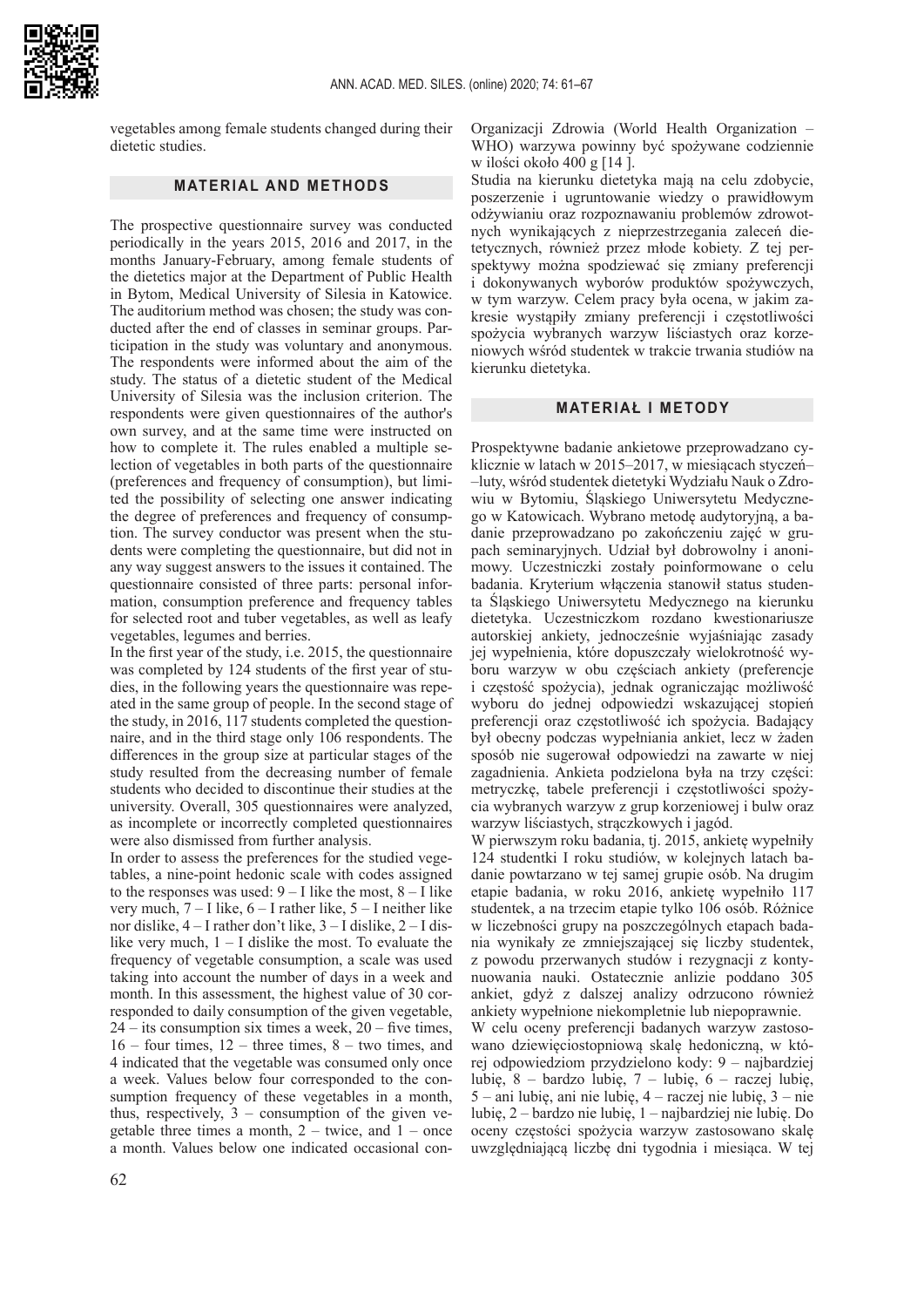vegetables among female students changed during their dietetic studies.

## MATERIAL AND METHODS

The prospective questionnaire survey was conducted periodically in the years 2015, 2016 and 2017, in the months January-February, among female students of the dietetics major at the Department of Public Health in Bytom, Medical University of Silesia in Katowice. The auditorium method was chosen; the study was conducted after the end of classes in seminar groups. Participation in the study was voluntary and anonymous. The respondents were informed about the aim of the study. The status of a dietetic student of the Medical University of Silesia was the inclusion criterion. The respondents were given questionnaires of the author's own survey, and at the same time were instructed on how to complete it. The rules enabled a multiple selection of vegetables in both parts of the questionnaire (preferences and frequency of consumption), but limited the possibility of selecting one answer indicating the degree of preferences and frequency of consumption. The survey conductor was present when the students were completing the questionnaire, but did not in any way suggest answers to the issues it contained. The questionnaire consisted of three parts: personal information, consumption preference and frequency tables for selected root and tuber vegetables, as well as leafy vegetables, legumes and berries.

In the first year of the study, i.e. 2015, the questionnaire was completed by 124 students of the first year of studies, in the following years the questionnaire was repeated in the same group of people. In the second stage of the study, in 2016, 117 students completed the questionnaire, and in the third stage only 106 respondents. The differences in the group size at particular stages of the study resulted from the decreasing number of female students who decided to discontinue their studies at the university. Overall, 305 questionnaires were analyzed, as incomplete or incorrectly completed questionnaires were also dismissed from further analysis.

In order to assess the preferences for the studied vegetables, a nine-point hedonic scale with codes assigned to the responses was used: 9 – I like the most, 8 – I like very much, 7 – I like, 6 – I rather like, 5 – I neither like nor dislike, 4 – I rather don't like, 3 – I dislike, 2 – I dislike very much, 1 – I dislike the most. To evaluate the frequency of vegetable consumption, a scale was used taking into account the number of days in a week and month. In this assessment, the highest value of 30 corresponded to daily consumption of the given vegetable, 24 – its consumption six times a week, 20 – five times, 16 – four times, 12 – three times, 8 – two times, and 4 indicated that the vegetable was consumed only once a week. Values below four corresponded to the consumption frequency of these vegetables in a month, thus, respectively, 3 – consumption of the given vegetable three times a month, 2 – twice, and 1 – once a month. Values below one indicated occasional con-

Organizacji Zdrowia (World Health Organization – WHO) warzywa powinny być spożywane codziennie w ilości około 400 g [14 ].

Studia na kierunku dietetyka mają na celu zdobycie, poszerzenie i ugruntowanie wiedzy o prawidłowym odżywianiu oraz rozpoznawaniu problemów zdrowotnych wynikających z nieprzestrzegania zaleceń dietetycznych, również przez młode kobiety. Z tej perspektywy można spodziewać się zmiany preferencji i dokonywanych wyborów produktów spożywczych, w tym warzyw. Celem pracy była ocena, w jakim zakresie wystąpiły zmiany preferencji i częstotliwości spożycia wybranych warzyw liściastych oraz korzeniowych wśród studentek w trakcie trwania studiów na kierunku dietetyka.

## MATERIAŁ I METODY

Prospektywne badanie ankietowe przeprowadzano cyklicznie w latach w 2015–2017, w miesiącach styczeń––luty, wśród studentek dietetyki Wydziału Nauk o Zdrowiu w Bytomiu, Śląskiego Uniwersytetu Medycznego w Katowicach. Wybrano metodę audytoryjną, a badanie przeprowadzano po zakończeniu zajęć w grupach seminaryjnych. Udział był dobrowolny i anonimowy. Uczestniczki zostały poinformowane o celu badania. Kryterium włączenia stanowił status studenta Śląskiego Uniwersytetu Medycznego na kierunku dietetyka. Uczestniczkom rozdano kwestionariusze autorskiej ankiety, jednocześnie wyjaśniając zasady jej wypełnienia, które dopuszczały wielokrotność wyboru warzyw w obu częściach ankiety (preferencje i częstość spożycia), jednak ograniczając możliwość wyboru do jednej odpowiedzi wskazującej stopień preferencji oraz częstotliwość ich spożycia. Badający był obecny podczas wypełniania ankiet, lecz w żaden sposób nie sugerował odpowiedzi na zawarte w niej zagadnienia. Ankieta podzielona była na trzy części: metryczkę, tabele preferencji i częstotliwości spożycia wybranych warzyw z grup korzeniowej i bulw oraz warzyw liściastych, strączkowych i jagód.

W pierwszym roku badania, tj. 2015, ankietę wypełniły 124 studentki I roku studiów, w kolejnych latach badanie powtarzano w tej samej grupie osób. Na drugim etapie badania, w roku 2016, ankietę wypełniło 117 studentek, a na trzecim etapie tylko 106 osób. Różnice w liczebności grupy na poszczególnych etapach badania wynikały ze zmniejszającej się liczby studentek, z powodu przerwanych studów i rezygnacji z kontynuowania nauki. Ostatecznie anlizie poddano 305 ankiet, gdyż z dalszej analizy odrzucono również ankiety wypełnione niekompletnie lub niepoprawnie.

W celu oceny preferencji badanych warzyw zastosowano dziewięciostopniową skalę hedoniczną, w której odpowiedziom przydzielono kody: 9 – najbardziej lubię, 8 – bardzo lubię, 7 – lubię, 6 – raczej lubię, 5 – ani lubię, ani nie lubię, 4 – raczej nie lubię, 3 – nie lubię, 2 – bardzo nie lubię, 1 – najbardziej nie lubię. Do oceny częstości spożycia warzyw zastosowano skalę uwzględniającą liczbę dni tygodnia i miesiąca. W tej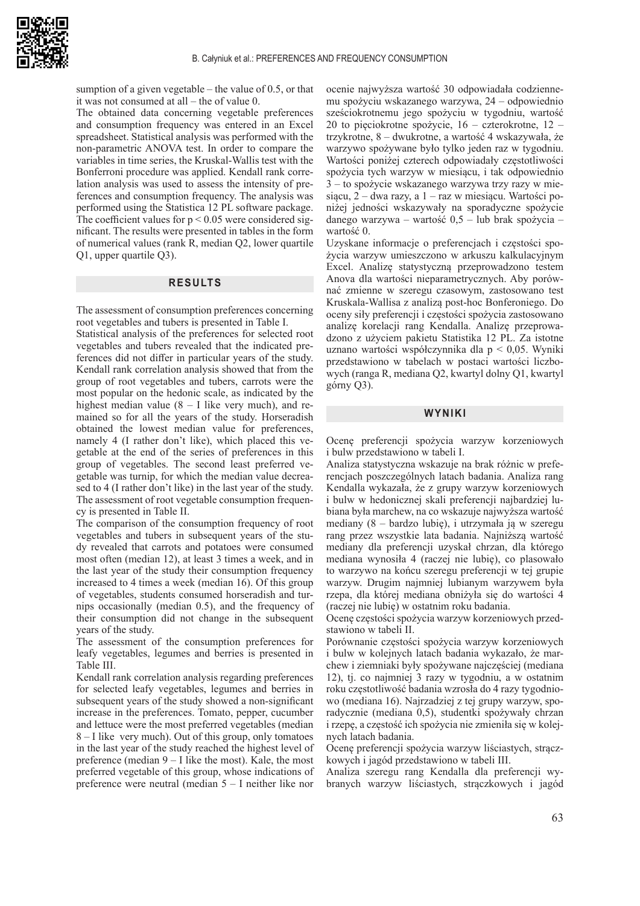sumption of a given vegetable – the value of 0.5, or that it was not consumed at all – the of value 0.

The obtained data concerning vegetable preferences and consumption frequency was entered in an Excel spreadsheet. Statistical analysis was performed with the non-parametric ANOVA test. In order to compare the variables in time series, the Kruskal-Wallis test with the Bonferroni procedure was applied. Kendall rank correlation analysis was used to assess the intensity of preferences and consumption frequency. The analysis was performed using the Statistica 12 PL software package. The coefficient values for $p < 0.05$ were considered significant. The results were presented in tables in the form of numerical values (rank R, median Q2, lower quartile Q1, upper quartile Q3).

## RESULTS

The assessment of consumption preferences concerning root vegetables and tubers is presented in Table I.

Statistical analysis of the preferences for selected root vegetables and tubers revealed that the indicated preferences did not differ in particular years of the study. Kendall rank correlation analysis showed that from the group of root vegetables and tubers, carrots were the most popular on the hedonic scale, as indicated by the highest median value (8 – I like very much), and remained so for all the years of the study. Horseradish obtained the lowest median value for preferences, namely 4 (I rather don't like), which placed this vegetable at the end of the series of preferences in this group of vegetables. The second least preferred vegetable was turnip, for which the median value decreased to 4 (I rather don't like) in the last year of the study.

The assessment of root vegetable consumption frequency is presented in Table II.

The comparison of the consumption frequency of root vegetables and tubers in subsequent years of the study revealed that carrots and potatoes were consumed most often (median 12), at least 3 times a week, and in the last year of the study their consumption frequency increased to 4 times a week (median 16). Of this group of vegetables, students consumed horseradish and turnips occasionally (median 0.5), and the frequency of their consumption did not change in the subsequent years of the study.

The assessment of the consumption preferences for leafy vegetables, legumes and berries is presented in Table III.

Kendall rank correlation analysis regarding preferences for selected leafy vegetables, legumes and berries in subsequent years of the study showed a non-significant increase in the preferences. Tomato, pepper, cucumber and lettuce were the most preferred vegetables (median 8 – I like very much). Out of this group, only tomatoes in the last year of the study reached the highest level of preference (median 9 – I like the most). Kale, the most preferred vegetable of this group, whose indications of preference were neutral (median 5 – I neither like nor

ocenie najwyższa wartość 30 odpowiadała codziennemu spożyciu wskazanego warzywa, 24 – odpowiednio sześciokrotnemu jego spożyciu w tygodniu, wartość 20 to pięciokrotne spożycie, 16 – czterokrotne, 12 – trzykrotne, 8 – dwukrotne, a wartość 4 wskazywała, że warzywo spożywane było tylko jeden raz w tygodniu. Wartości poniżej czterech odpowiadały częstotliwości spożycia tych warzyw w miesiącu, i tak odpowiednio 3 – to spożycie wskazanego warzywa trzy razy w miesiącu, 2 – dwa razy, a 1 – raz w miesiącu. Wartości poniżej jedności wskazywały na sporadyczne spożycie danego warzywa – wartość 0,5 – lub brak spożycia – wartość 0.

Uzyskane informacje o preferencjach i częstości spożycia warzyw umieszczono w arkuszu kalkulacyjnym Excel. Analizę statystyczną przeprowadzono testem Anova dla wartości nieparametrycznych. Aby porównać zmienne w szeregu czasowym, zastosowano test Kruskala-Wallisa z analizą post-hoc Bonferoniego. Do oceny siły preferencji i częstości spożycia zastosowano analizę korelacji rang Kendalla. Analizę przeprowadzono z użyciem pakietu Statistika 12 PL. Za istotne uznano wartości współczynnika dla $p < 0,05$. Wyniki przedstawiono w tabelach w postaci wartości liczbowych (ranga R, mediana Q2, kwartyl dolny Q1, kwartyl górny Q3).

## WYNIKI

Ocenę preferencji spożycia warzyw korzeniowych i bulw przedstawiono w tabeli I.

Analiza statystyczna wskazuje na brak różnic w preferencjach poszczególnych latach badania. Analiza rang Kendalla wykazała, że z grupy warzyw korzeniowych i bulw w hedonicznej skali preferencji najbardziej lubiana była marchew, na co wskazuje najwyższa wartość mediany (8 – bardzo lubię), i utrzymała ją w szeregu rang przez wszystkie lata badania. Najniższą wartość mediany dla preferencji uzyskał chrzan, dla którego mediana wynosiła 4 (raczej nie lubię), co plasowało to warzywo na końcu szeregu preferencji w tej grupie warzyw. Drugim najmniej lubianym warzywem była rzepa, dla której mediana obniżyła się do wartości 4 (raczej nie lubię) w ostatnim roku badania.

Ocenę częstości spożycia warzyw korzeniowych przedstawiono w tabeli II.

Porównanie częstości spożycia warzyw korzeniowych i bulw w kolejnych latach badania wykazało, że marchew i ziemniaki były spożywane najczęściej (mediana 12), tj. co najmniej 3 razy w tygodniu, a w ostatnim roku częstotliwość badania wzrosła do 4 razy tygodniowo (mediana 16). Najrzadziej z tej grupy warzyw, sporadycznie (mediana 0,5), studentki spożywały chrzan i rzepę, a częstość ich spożycia nie zmieniła się w kolejnych latach badania.

Ocenę preferencji spożycia warzyw liściastych, strączkowych i jagód przedstawiono w tabeli III.

Analiza szeregu rang Kendalla dla preferencji wybranych warzyw liściastych, strączkowych i jagód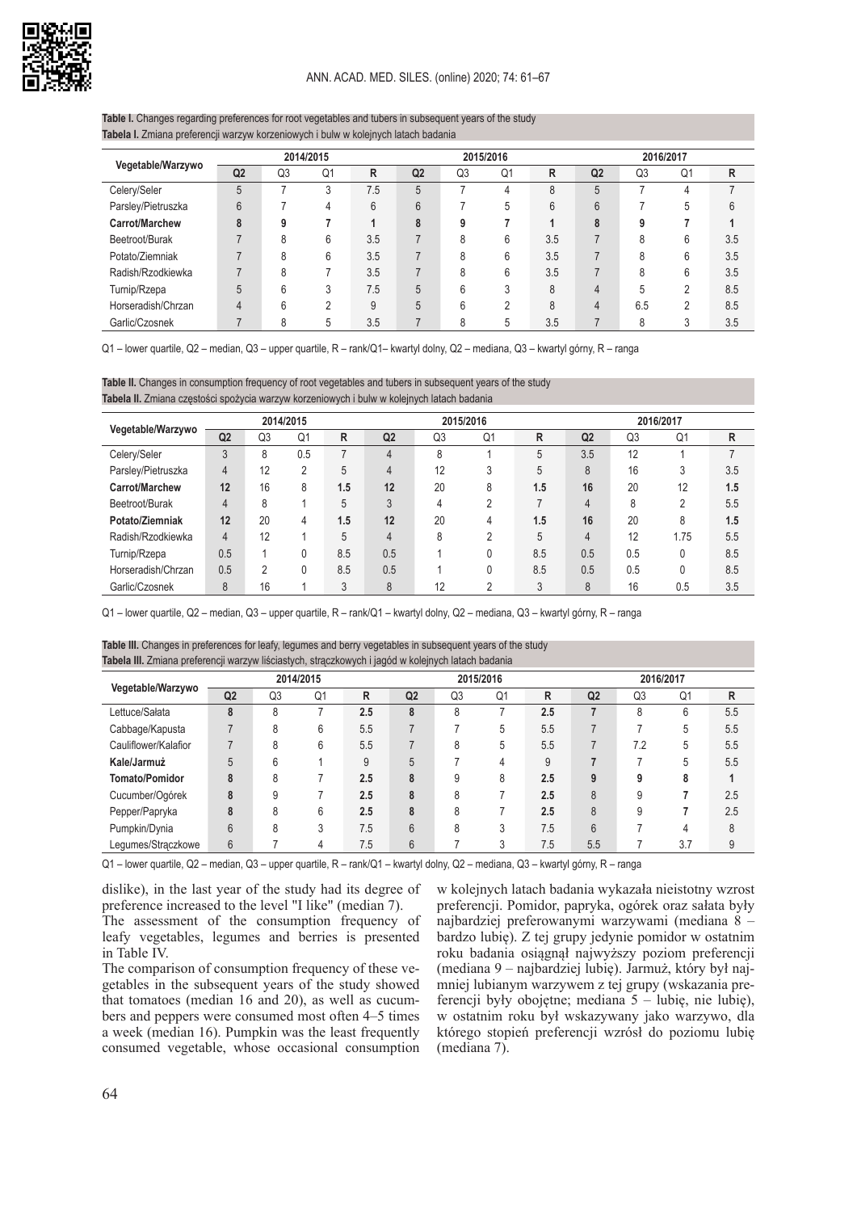**Table I.** Changes regarding preferences for root vegetables and tubers in subsequent years of the study
**Tabela I.** Zmiana preferencji warzyw korzeniowych i bulw w kolejnych latach badania

| Vegetable/Warzywo | 2014/2015 | | | | 2015/2016 | | | | 2016/2017 | | | |
|---|---|---|---|---|---|---|---|---|---|---|---|---|
| | Q2 | Q3 | Q1 | R | Q2 | Q3 | Q1 | R | Q2 | Q3 | Q1 | R |
| Celery/Seler | 5 | 7 | 3 | 7.5 | 5 | 7 | 4 | 8 | 5 | 7 | 4 | 7 |
| Parsley/Pietruszka | 6 | 7 | 4 | 6 | 6 | 7 | 5 | 6 | 6 | 7 | 5 | 6 |
| **Carrot/Marchew** | **8** | **9** | **7** | **1** | **8** | **9** | **7** | **1** | **8** | **9** | **7** | **1** |
| Beetroot/Burak | 7 | 8 | 6 | 3.5 | 7 | 8 | 6 | 3.5 | 7 | 8 | 6 | 3.5 |
| Potato/Ziemniak | 7 | 8 | 6 | 3.5 | 7 | 8 | 6 | 3.5 | 7 | 8 | 6 | 3.5 |
| Radish/Rzodkiewka | 7 | 8 | 7 | 3.5 | 7 | 8 | 6 | 3.5 | 7 | 8 | 6 | 3.5 |
| Turnip/Rzepa | 5 | 6 | 3 | 7.5 | 5 | 6 | 3 | 8 | 4 | 5 | 2 | 8.5 |
| Horseradish/Chrzan | 4 | 6 | 2 | 9 | 5 | 6 | 2 | 8 | 4 | 6.5 | 2 | 8.5 |
| Garlic/Czosnek | 7 | 8 | 5 | 3.5 | 7 | 8 | 5 | 3.5 | 7 | 8 | 3 | 3.5 |

Q1 – lower quartile, Q2 – median, Q3 – upper quartile, R – rank/Q1– kwartyl dolny, Q2 – mediana, Q3 – kwartyl górny, R – ranga

**Table II.** Changes in consumption frequency of root vegetables and tubers in subsequent years of the study
**Tabela II.** Zmiana częstości spożycia warzyw korzeniowych i bulw w kolejnych latach badania

| Vegetable/Warzywo | 2014/2015 | | | | 2015/2016 | | | | 2016/2017 | | | |
|---|---|---|---|---|---|---|---|---|---|---|---|---|
| | Q2 | Q3 | Q1 | R | Q2 | Q3 | Q1 | R | Q2 | Q3 | Q1 | R |
| Celery/Seler | 3 | 8 | 0.5 | 7 | 4 | 8 | 1 | 5 | 3.5 | 12 | 1 | 7 |
| Parsley/Pietruszka | 4 | 12 | 2 | 5 | 4 | 12 | 3 | 5 | 8 | 16 | 3 | 3.5 |
| **Carrot/Marchew** | **12** | 16 | 8 | **1.5** | **12** | 20 | 8 | **1.5** | **16** | 20 | 12 | **1.5** |
| Beetroot/Burak | 4 | 8 | 1 | 5 | 3 | 4 | 2 | 7 | 4 | 8 | 2 | 5.5 |
| **Potato/Ziemniak** | **12** | 20 | 4 | **1.5** | **12** | 20 | 4 | **1.5** | **16** | 20 | 8 | **1.5** |
| Radish/Rzodkiewka | 4 | 12 | 1 | 5 | 4 | 8 | 2 | 5 | 4 | 12 | 1.75 | 5.5 |
| Turnip/Rzepa | 0.5 | 1 | 0 | 8.5 | 0.5 | 1 | 0 | 8.5 | 0.5 | 0.5 | 0 | 8.5 |
| Horseradish/Chrzan | 0.5 | 2 | 0 | 8.5 | 0.5 | 1 | 0 | 8.5 | 0.5 | 0.5 | 0 | 8.5 |
| Garlic/Czosnek | 8 | 16 | 1 | 3 | 8 | 12 | 2 | 3 | 8 | 16 | 0.5 | 3.5 |

Q1 – lower quartile, Q2 – median, Q3 – upper quartile, R – rank/Q1 – kwartyl dolny, Q2 – mediana, Q3 – kwartyl górny, R – ranga

**Table III.** Changes in preferences for leafy, legumes and berry vegetables in subsequent years of the study
**Tabela III.** Zmiana preferencji warzyw liściastych, strączkowych i jagód w kolejnych latach badania

| Vegetable/Warzywo | 2014/2015 | | | | 2015/2016 | | | | 2016/2017 | | | |
|---|---|---|---|---|---|---|---|---|---|---|---|---|
| | Q2 | Q3 | Q1 | R | Q2 | Q3 | Q1 | R | Q2 | Q3 | Q1 | R |
| Lettuce/Sałata | **8** | 8 | 7 | **2.5** | **8** | 8 | 7 | **2.5** | **7** | 8 | 6 | **5.5** |
| Cabbage/Kapusta | 7 | 8 | 6 | 5.5 | 7 | 7 | 5 | 5.5 | 7 | 7 | 5 | 5.5 |
| Cauliflower/Kalafior | 7 | 8 | 6 | 5.5 | 7 | 8 | 5 | 5.5 | 7 | 7.2 | 5 | 5.5 |
| **Kale/Jarmuż** | 5 | 6 | 1 | 9 | 5 | 7 | 4 | 9 | **7** | 7 | 5 | 5.5 |
| **Tomato/Pomidor** | **8** | 8 | 7 | **2.5** | **8** | 9 | 8 | **2.5** | **9** | **9** | **8** | **1** |
| Cucumber/Ogórek | **8** | 9 | 7 | **2.5** | **8** | 8 | 7 | **2.5** | 8 | 9 | **7** | 2.5 |
| Pepper/Papryka | **8** | 8 | 6 | **2.5** | **8** | 8 | 7 | **2.5** | 8 | 9 | **7** | 2.5 |
| Pumpkin/Dynia | 6 | 8 | 3 | 7.5 | 6 | 8 | 3 | 7.5 | 6 | 7 | 4 | 8 |
| Legumes/Strączkowe | 6 | 7 | 4 | 7.5 | 6 | 7 | 3 | 7.5 | 5.5 | 7 | 3.7 | 9 |

Q1 – lower quartile, Q2 – median, Q3 – upper quartile, R – rank/Q1 – kwartyl dolny, Q2 – mediana, Q3 – kwartyl górny, R – ranga

dislike), in the last year of the study had its degree of preference increased to the level "I like" (median 7).

The assessment of the consumption frequency of leafy vegetables, legumes and berries is presented in Table IV.

The comparison of consumption frequency of these vegetables in the subsequent years of the study showed that tomatoes (median 16 and 20), as well as cucumbers and peppers were consumed most often 4–5 times a week (median 16). Pumpkin was the least frequently consumed vegetable, whose occasional consumption

w kolejnych latach badania wykazała nieistotny wzrost preferencji. Pomidor, papryka, ogórek oraz sałata były najbardziej preferowanymi warzywami (mediana 8 – bardzo lubię). Z tej grupy jedynie pomidor w ostatnim roku badania osiągnął najwyższy poziom preferencji (mediana 9 – najbardziej lubię). Jarmuż, który był najmniej lubianym warzywem z tej grupy (wskazania preferencji były obojętne; mediana 5 – lubię, nie lubię), w ostatnim roku był wskazywany jako warzywo, dla którego stopień preferencji wzrósł do poziomu lubię (mediana 7).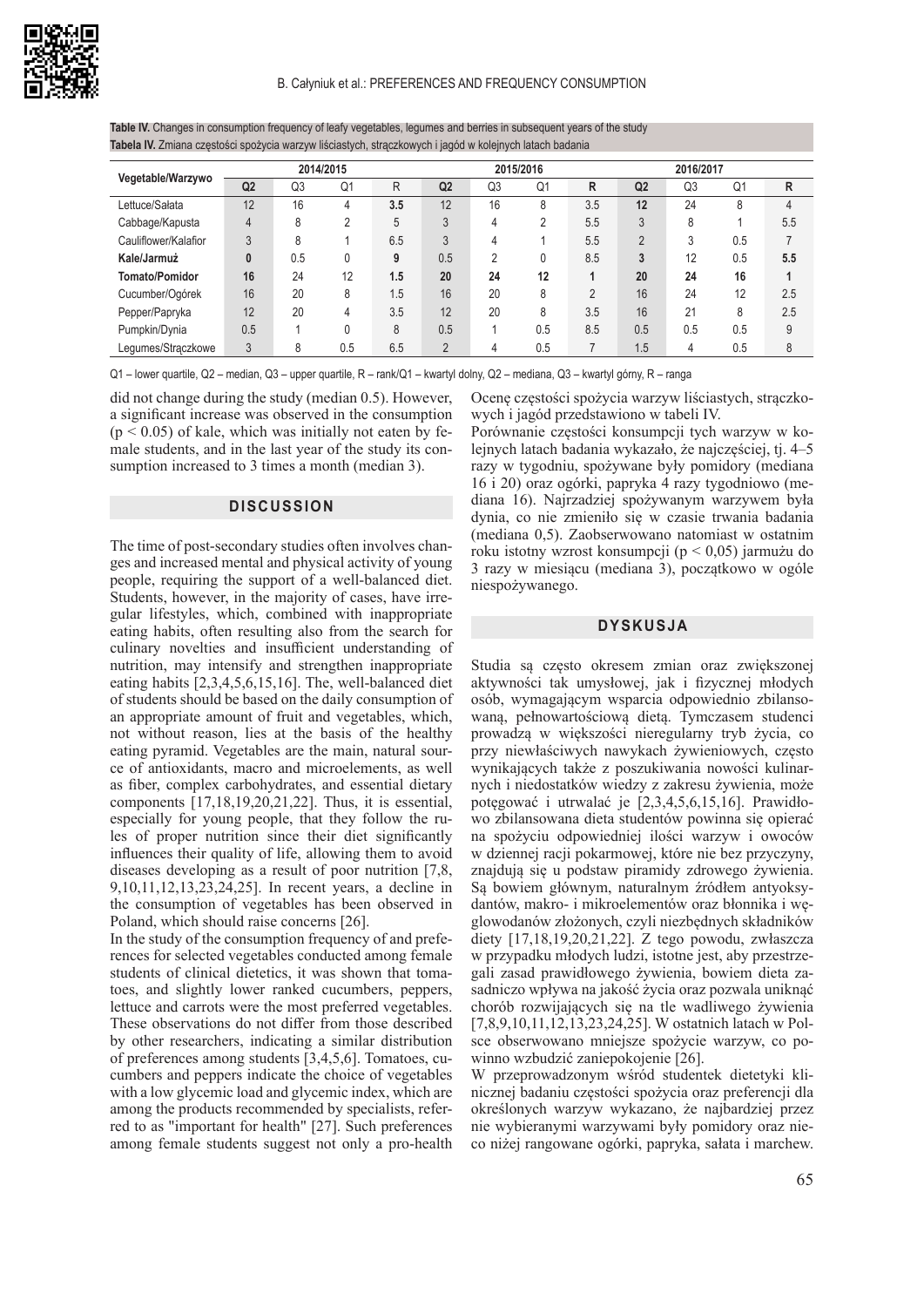**Table IV.** Changes in consumption frequency of leafy vegetables, legumes and berries in subsequent years of the study
**Tabela IV.** Zmiana częstości spożycia warzyw liściastych, strączkowych i jagód w kolejnych latach badania

| Vegetable/Warzywo | 2014/2015 | | | | 2015/2016 | | | | 2016/2017 | | | |
|---|---|---|---|---|---|---|---|---|---|---|---|---|
| | **Q2** | Q3 | Q1 | R | **Q2** | Q3 | Q1 | R | **Q2** | Q3 | Q1 | R |
| Lettuce/Sałata | 12 | 16 | 4 | **3.5** | 12 | 16 | 8 | 3.5 | **12** | 24 | 8 | 4 |
| Cabbage/Kapusta | 4 | 8 | 2 | 5 | 3 | 4 | 2 | 5.5 | 3 | 8 | 1 | 5.5 |
| Cauliflower/Kalafior | 3 | 8 | 1 | 6.5 | 3 | 4 | 1 | 5.5 | 2 | 3 | 0.5 | 7 |
| **Kale/Jarmuż** | **0** | 0.5 | 0 | **9** | 0.5 | 2 | 0 | 8.5 | **3** | 12 | 0.5 | **5.5** |
| **Tomato/Pomidor** | **16** | 24 | 12 | **1.5** | **20** | **24** | **12** | **1** | **20** | **24** | **16** | **1** |
| Cucumber/Ogórek | 16 | 20 | 8 | 1.5 | 16 | 20 | 8 | 2 | 16 | 24 | 12 | 2.5 |
| Pepper/Papryka | 12 | 20 | 4 | 3.5 | 12 | 20 | 8 | 3.5 | 16 | 21 | 8 | 2.5 |
| Pumpkin/Dynia | 0.5 | 1 | 0 | 8 | 0.5 | 1 | 0.5 | 8.5 | 0.5 | 0.5 | 0.5 | 9 |
| Legumes/Strączkowe | 3 | 8 | 0.5 | 6.5 | 2 | 4 | 0.5 | 7 | 1.5 | 4 | 0.5 | 8 |

Q1 – lower quartile, Q2 – median, Q3 – upper quartile, R – rank/Q1 – kwartyl dolny, Q2 – mediana, Q3 – kwartyl górny, R – ranga

did not change during the study (median 0.5). However, a significant increase was observed in the consumption ($p < 0.05$) of kale, which was initially not eaten by female students, and in the last year of the study its consumption increased to 3 times a month (median 3).

## DISCUSSION

The time of post-secondary studies often involves changes and increased mental and physical activity of young people, requiring the support of a well-balanced diet. Students, however, in the majority of cases, have irregular lifestyles, which, combined with inappropriate eating habits, often resulting also from the search for culinary novelties and insufficient understanding of nutrition, may intensify and strengthen inappropriate eating habits [2,3,4,5,6,15,16]. The, well-balanced diet of students should be based on the daily consumption of an appropriate amount of fruit and vegetables, which, not without reason, lies at the basis of the healthy eating pyramid. Vegetables are the main, natural source of antioxidants, macro and microelements, as well as fiber, complex carbohydrates, and essential dietary components [17,18,19,20,21,22]. Thus, it is essential, especially for young people, that they follow the rules of proper nutrition since their diet significantly influences their quality of life, allowing them to avoid diseases developing as a result of poor nutrition [7,8,9,10,11,12,13,23,24,25]. In recent years, a decline in the consumption of vegetables has been observed in Poland, which should raise concerns [26].

In the study of the consumption frequency of and preferences for selected vegetables conducted among female students of clinical dietetics, it was shown that tomatoes, and slightly lower ranked cucumbers, peppers, lettuce and carrots were the most preferred vegetables. These observations do not differ from those described by other researchers, indicating a similar distribution of preferences among students [3,4,5,6]. Tomatoes, cucumbers and peppers indicate the choice of vegetables with a low glycemic load and glycemic index, which are among the products recommended by specialists, referred to as "important for health" [27]. Such preferences among female students suggest not only a pro-health

Ocenę częstości spożycia warzyw liściastych, strączkowych i jagód przedstawiono w tabeli IV.

Porównanie częstości konsumpcji tych warzyw w kolejnych latach badania wykazało, że najczęściej, tj. 4–5 razy w tygodniu, spożywane były pomidory (mediana 16 i 20) oraz ogórki, papryka 4 razy tygodniowo (mediana 16). Najrzadziej spożywanym warzywem była dynia, co nie zmieniło się w czasie trwania badania (mediana 0,5). Zaobserwowano natomiast w ostatnim roku istotny wzrost konsumpcji ($p < 0,05$) jarmużu do 3 razy w miesiącu (mediana 3), początkowo w ogóle niespożywanego.

## DYSKUSJA

Studia są często okresem zmian oraz zwiększonej aktywności tak umysłowej, jak i fizycznej młodych osób, wymagającym wsparcia odpowiednio zbilansowaną, pełnowartościową dietą. Tymczasem studenci prowadzą w większości nieregularny tryb życia, co przy niewłaściwych nawykach żywieniowych, często wynikających także z poszukiwania nowości kulinarnych i niedostatków wiedzy z zakresu żywienia, może potęgować i utrwalać je [2,3,4,5,6,15,16]. Prawidłowo zbilansowana dieta studentów powinna się opierać na spożyciu odpowiedniej ilości warzyw i owoców w dziennej racji pokarmowej, które nie bez przyczyny, znajdują się u podstaw piramidy zdrowego żywienia. Są bowiem głównym, naturalnym źródłem antyoksydantów, makro- i mikroelementów oraz błonnika i węglowodanów złożonych, czyli niezbędnych składników diety [17,18,19,20,21,22]. Z tego powodu, zwłaszcza w przypadku młodych ludzi, istotne jest, aby przestrzegali zasad prawidłowego żywienia, bowiem dieta zasadniczo wpływa na jakość życia oraz pozwala uniknąć chorób rozwijających się na tle wadliwego żywienia [7,8,9,10,11,12,13,23,24,25]. W ostatnich latach w Polsce obserwowano mniejsze spożycie warzyw, co powinno wzbudzić zaniepokojenie [26].

W przeprowadzonym wśród studentek dietetyki klinicznej badaniu częstości spożycia oraz preferencji dla określonych warzyw wykazano, że najbardziej przez nie wybieranymi warzywami były pomidory oraz nieco niżej rangowane ogórki, papryka, sałata i marchew.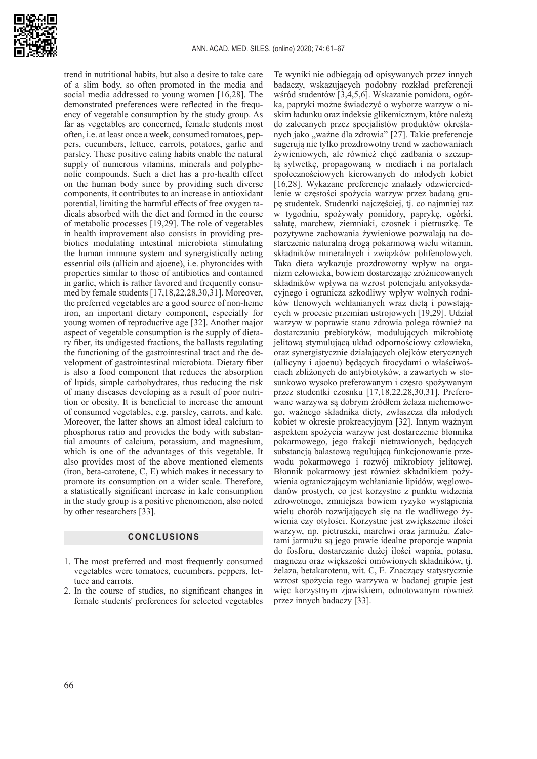trend in nutritional habits, but also a desire to take care of a slim body, so often promoted in the media and social media addressed to young women [16,28]. The demonstrated preferences were reflected in the frequency of vegetable consumption by the study group. As far as vegetables are concerned, female students most often, i.e. at least once a week, consumed tomatoes, peppers, cucumbers, lettuce, carrots, potatoes, garlic and parsley. These positive eating habits enable the natural supply of numerous vitamins, minerals and polyphenolic compounds. Such a diet has a pro-health effect on the human body since by providing such diverse components, it contributes to an increase in antioxidant potential, limiting the harmful effects of free oxygen radicals absorbed with the diet and formed in the course of metabolic processes [19,29]. The role of vegetables in health improvement also consists in providing prebiotics modulating intestinal microbiota stimulating the human immune system and synergistically acting essential oils (allicin and ajoene), i.e. phytoncides with properties similar to those of antibiotics and contained in garlic, which is rather favored and frequently consumed by female students [17,18,22,28,30,31]. Moreover, the preferred vegetables are a good source of non-heme iron, an important dietary component, especially for young women of reproductive age [32]. Another major aspect of vegetable consumption is the supply of dietary fiber, its undigested fractions, the ballasts regulating the functioning of the gastrointestinal tract and the development of gastrointestinal microbiota. Dietary fiber is also a food component that reduces the absorption of lipids, simple carbohydrates, thus reducing the risk of many diseases developing as a result of poor nutrition or obesity. It is beneficial to increase the amount of consumed vegetables, e.g. parsley, carrots, and kale. Moreover, the latter shows an almost ideal calcium to phosphorus ratio and provides the body with substantial amounts of calcium, potassium, and magnesium, which is one of the advantages of this vegetable. It also provides most of the above mentioned elements (iron, beta-carotene, C, E) which makes it necessary to promote its consumption on a wider scale. Therefore, a statistically significant increase in kale consumption in the study group is a positive phenomenon, also noted by other researchers [33].

## CONCLUSIONS

1. The most preferred and most frequently consumed vegetables were tomatoes, cucumbers, peppers, lettuce and carrots.
2. In the course of studies, no significant changes in female students' preferences for selected vegetables

Te wyniki nie odbiegają od opisywanych przez innych badaczy, wskazujących podobny rozkład preferencji wśród studentów [3,4,5,6]. Wskazanie pomidora, ogórka, papryki można świadczyć o wyborze warzyw o niskim ładunku oraz indeksie glikemicznym, które należą do zalecanych przez specjalistów produktów określanych jako „ważne dla zdrowia" [27]. Takie preferencje sugerują nie tylko prozdrowotny trend w zachowaniach żywieniowych, ale również chęć zadbania o szczupłą sylwetkę, propagowaną w mediach i na portalach społecznościowych kierowanych do młodych kobiet [16,28]. Wykazane preferencje znalazły odzwierciedlenie w częstości spożycia warzyw przez badaną grupę studentek. Studentki najczęściej, tj. co najmniej raz w tygodniu, spożywały pomidory, paprykę, ogórki, sałatę, marchew, ziemniaki, czosnek i pietruszkę. Te pozytywne zachowania żywieniowe pozwalają na dostarczenie naturalną drogą pokarmową wielu witamin, składników mineralnych i związków polifenolowych. Taka dieta wykazuje prozdrowotny wpływ na organizm człowieka, bowiem dostarczając zróżnicowanych składników wpływa na wzrost potencjału antyoksydacyjnego i ogranicza szkodliwy wpływ wolnych rodników tlenowych wchłanianych wraz dietą i powstających w procesie przemian ustrojowych [19,29]. Udział warzyw w poprawie stanu zdrowia polega również na dostarczaniu prebiotyków, modulujących mikrobiotę jelitową stymulującą układ odpornościowy człowieka, oraz synergistycznie działających olejków eterycznych (allicyny i ajoenu) będących fitocydami o właściwościach zbliżonych do antybiotyków, a zawartych w stosunkowo wysoko preferowanym i często spożywanym przez studentki czosnku [17,18,22,28,30,31]. Preferowane warzywa są dobrym źródłem żelaza niehemowego, ważnego składnika diety, zwłaszcza dla młodych kobiet w okresie prokreacyjnym [32]. Innym ważnym aspektem spożycia warzyw jest dostarczenie błonnika pokarmowego, jego frakcji nietrawionych, będących substancją balastową regulującą funkcjonowanie przewodu pokarmowego i rozwój mikrobioty jelitowej. Błonnik pokarmowy jest również składnikiem pożywienia ograniczającym wchłanianie lipidów, węglowodanów prostych, co jest korzystne z punktu widzenia zdrowotnego, zmniejsza bowiem ryzyko wystąpienia wielu chorób rozwijających się na tle wadliwego żywienia czy otyłości. Korzystne jest zwiększenie ilości warzyw, np. pietruszki, marchwi oraz jarmużu. Zaletami jarmużu są jego prawie idealne proporcje wapnia do fosforu, dostarczanie dużej ilości wapnia, potasu, magnezu oraz większości omówionych składników, tj. żelaza, betakarotenu, wit. C, E. Znaczący statystycznie wzrost spożycia tego warzywa w badanej grupie jest więc korzystnym zjawiskiem, odnotowanym również przez innych badaczy [33].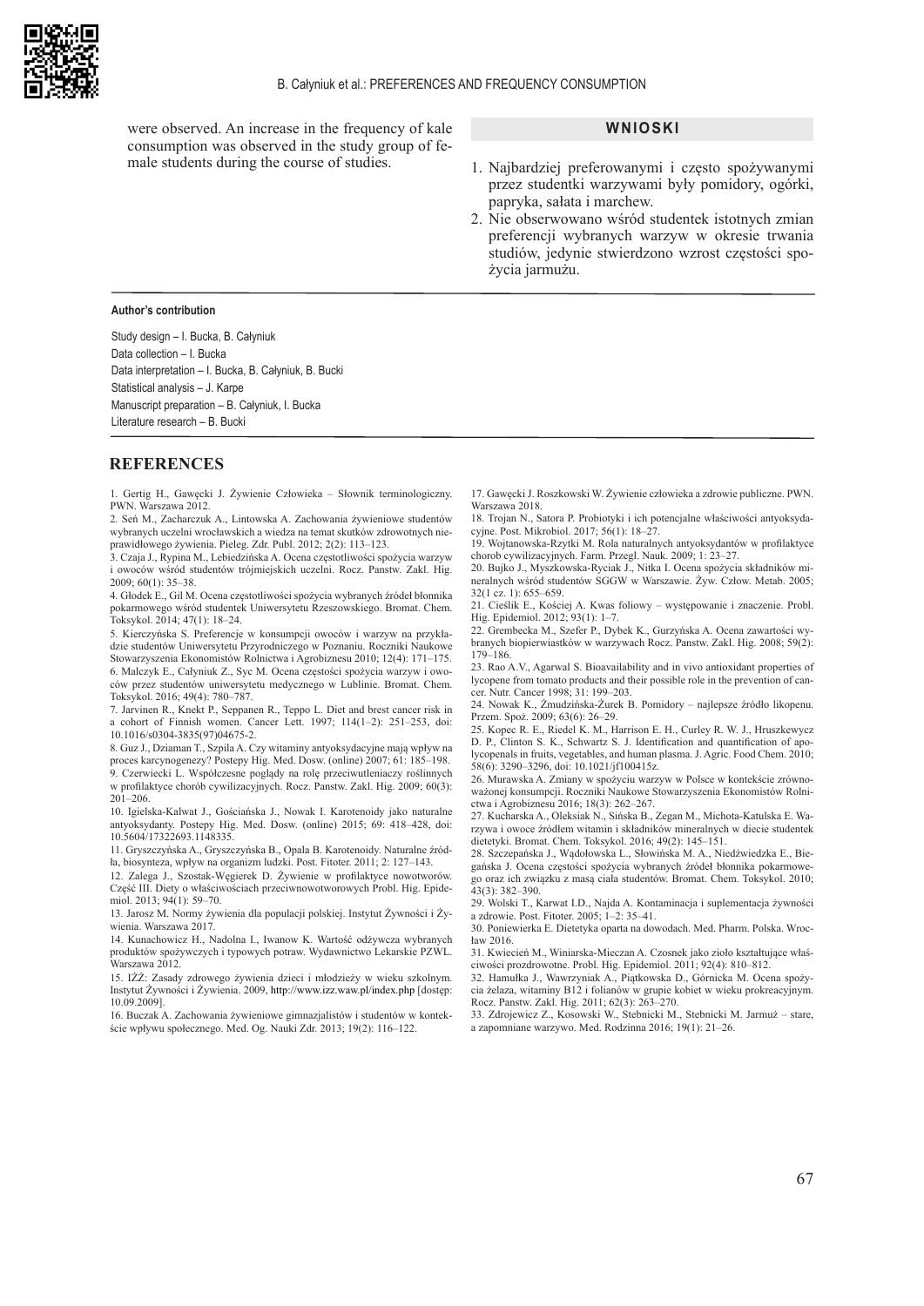were observed. An increase in the frequency of kale consumption was observed in the study group of female students during the course of studies.

## WNIOSKI

1. Najbardziej preferowanymi i często spożywanymi przez studentki warzywami były pomidory, ogórki, papryka, sałata i marchew.
2. Nie obserwowano wśród studentek istotnych zmian preferencji wybranych warzyw w okresie trwania studiów, jedynie stwierdzono wzrost częstości spożycia jarmużu.

**Author's contribution**

Study design – I. Bucka, B. Całyniuk
Data collection – I. Bucka
Data interpretation – I. Bucka, B. Całyniuk, B. Bucki
Statistical analysis – J. Karpe
Manuscript preparation – B. Całyniuk, I. Bucka
Literature research – B. Bucki

## REFERENCES

1. Gertig H., Gawęcki J. Żywienie Człowieka – Słownik terminologiczny. PWN. Warszawa 2012.
2. Seń M., Zacharczuk A., Lintowska A. Zachowania żywieniowe studentów wybranych uczelni wrocławskich a wiedza na temat skutków zdrowotnych nieprawidłowego żywienia. Pieleg. Zdr. Publ. 2012; 2(2): 113–123.
3. Czaja J., Rypina M., Lebiedzińska A. Ocena częstotliwości spożycia warzyw i owoców wśród studentów trójmiejskich uczelni. Rocz. Panstw. Zakl. Hig. 2009; 60(1): 35–38.
4. Głodek E., Gil M. Ocena częstotliwości spożycia wybranych źródeł błonnika pokarmowego wśród studentek Uniwersytetu Rzeszowskiego. Bromat. Chem. Toksykol. 2014; 47(1): 18–24.
5. Kierczyńska S. Preferencje w konsumpcji owoców i warzyw na przykładzie studentów Uniwersytetu Przyrodniczego w Poznaniu. Roczniki Naukowe Stowarzyszenia Ekonomistów Rolnictwa i Agrobiznesu 2010; 12(4): 171–175.
6. Malczyk E., Całyniuk Z., Syc M. Ocena częstości spożycia warzyw i owoców przez studentów uniwersytetu medycznego w Lublinie. Bromat. Chem. Toksykol. 2016; 49(4): 780–787.
7. Jarvinen R., Knekt P., Seppanen R., Teppo L. Diet and brest cancer risk in a cohort of Finnish women. Cancer Lett. 1997; 114(1–2): 251–253, doi: 10.1016/s0304-3835(97)04675-2.
8. Guz J., Dziaman T., Szpila A. Czy witaminy antyoksydacyjne mają wpływ na proces karcynogenezy? Postepy Hig. Med. Dosw. (online) 2007; 61: 185–198.
9. Czerwiecki L. Współczesne poglądy na rolę przeciwutleniaczy roślinnych w profilaktyce chorób cywilizacyjnych. Rocz. Panstw. Zakl. Hig. 2009; 60(3): 201–206.
10. Igielska-Kalwat J., Gościańska J., Nowak I. Karotenoidy jako naturalne antyoksydanty. Postepy Hig. Med. Dosw. (online) 2015; 69: 418–428, doi: 10.5604/17322693.1148335.
11. Gryszczyńska A., Gryszczyńska B., Opala B. Karotenoidy. Naturalne źródła, biosynteza, wpływ na organizm ludzki. Post. Fitoter. 2011; 2: 127–143.
12. Zalega J., Szostak-Węgierek D. Żywienie w profilaktyce nowotworów. Część III. Diety o właściwościach przeciwnowotworowych Probl. Hig. Epidemiol. 2013; 94(1): 59–70.
13. Jarosz M. Normy żywienia dla populacji polskiej. Instytut Żywności i Żywienia. Warszawa 2017.
14. Kunachowicz H., Nadolna I., Iwanow K. Wartość odżywcza wybranych produktów spożywczych i typowych potraw. Wydawnictwo Lekarskie PZWL. Warszawa 2012.
15. IŻŻ: Zasady zdrowego żywienia dzieci i młodzieży w wieku szkolnym. Instytut Żywności i Żywienia. 2009, http://www.izz.waw.pl/index.php [dostęp: 10.09.2009].
16. Buczak A. Zachowania żywieniowe gimnazjalistów i studentów w kontekście wpływu społecznego. Med. Og. Nauki Zdr. 2013; 19(2): 116–122.
17. Gawęcki J. Roszkowski W. Żywienie człowieka a zdrowie publiczne. PWN. Warszawa 2018.
18. Trojan N., Satora P. Probiotyki i ich potencjalne właściwości antyoksydacyjne. Post. Mikrobiol. 2017; 56(1): 18–27.
19. Wojtanowska-Rzytki M. Rola naturalnych antyoksydantów w profilaktyce chorob cywilizacyjnych. Farm. Przegl. Nauk. 2009; 1: 23–27.
20. Bujko J., Myszkowska-Ryciak J., Nitka I. Ocena spożycia składników mineralnych wśród studentów SGGW w Warszawie. Żyw. Człow. Metab. 2005; 32(1 cz. 1): 655–659.
21. Cieślik E., Kościej A. Kwas foliowy – występowanie i znaczenie. Probl. Hig. Epidemiol. 2012; 93(1): 1–7.
22. Grembecka M., Szefer P., Dybek K., Gurzyńska A. Ocena zawartości wybranych biopierwiastków w warzywach Rocz. Panstw. Zakl. Hig. 2008; 59(2): 179–186.
23. Rao A.V., Agarwal S. Bioavailability and in vivo antioxidant properties of lycopene from tomato products and their possible role in the prevention of cancer. Nutr. Cancer 1998; 31: 199–203.
24. Nowak K., Żmudzińska-Żurek B. Pomidory – najlepsze źródło likopenu. Przem. Spoż. 2009; 63(6): 26–29.
25. Kopec R. E., Riedel K. M., Harrison E. H., Curley R. W. J., Hruszkewycz D. P., Clinton S. K., Schwartz S. J. Identification and quantification of apolycopenals in fruits, vegetables, and human plasma. J. Agric. Food Chem. 2010; 58(6): 3290–3296, doi: 10.1021/jf100415z.
26. Murawska A. Zmiany w spożyciu warzyw w Polsce w kontekście zrównoważonej konsumpcji. Roczniki Naukowe Stowarzyszenia Ekonomistów Rolnictwa i Agrobiznesu 2016; 18(3): 262–267.
27. Kucharska A., Oleksiak N., Sińska B., Zegan M., Michota-Katulska E. Warzywa i owoce źródłem witamin i składników mineralnych w diecie studentek dietetyki. Bromat. Chem. Toksykol. 2016; 49(2): 145–151.
28. Szczepańska J., Wądołowska L., Słowińska M. A., Niedźwiedzka E., Biegańska J. Ocena częstości spożycia wybranych źródeł błonnika pokarmowego oraz ich związku z masą ciała studentów. Bromat. Chem. Toksykol. 2010; 43(3): 382–390.
29. Wolski T., Karwat I.D., Najda A. Kontaminacja i suplementacja żywności a zdrowie. Post. Fitoter. 2005; 1–2: 35–41.
30. Poniewierka E. Dietetyka oparta na dowodach. Med. Pharm. Polska. Wrocław 2016.
31. Kwiecień M., Winiarska-Mieczan A. Czosnek jako zioło kształtujące właściwości prozdrowotne. Probl. Hig. Epidemiol. 2011; 92(4): 810–812.
32. Hamułka J., Wawrzyniak A., Piątkowska D., Górnicka M. Ocena spożycia żelaza, witaminy B12 i folianów w grupie kobiet w wieku prokreacyjnym. Rocz. Panstw. Zakl. Hig. 2011; 62(3): 263–270.
33. Zdrojewicz Z., Kosowski W., Stebnicki M., Stebnicki M. Jarmuż – stare, a zapomniane warzywo. Med. Rodzinna 2016; 19(1): 21–26.